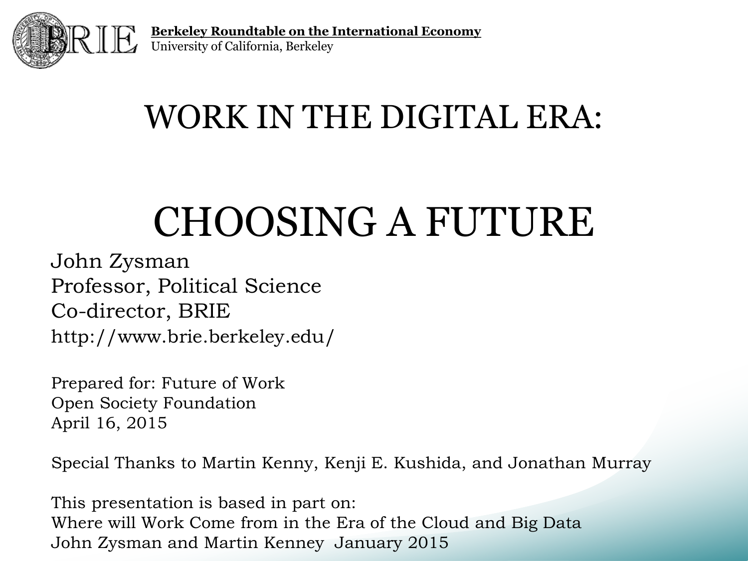**Berkeley Roundtable on the International Economy**
University of California, Berkeley

# WORK IN THE DIGITAL ERA:

# CHOOSING A FUTURE

John Zysman
Professor, Political Science
Co-director, BRIE
http://www.brie.berkeley.edu/

Prepared for: Future of Work
Open Society Foundation
April 16, 2015

Special Thanks to Martin Kenny, Kenji E. Kushida, and Jonathan Murray

This presentation is based in part on:
Where will Work Come from in the Era of the Cloud and Big Data
John Zysman and Martin Kenney January 2015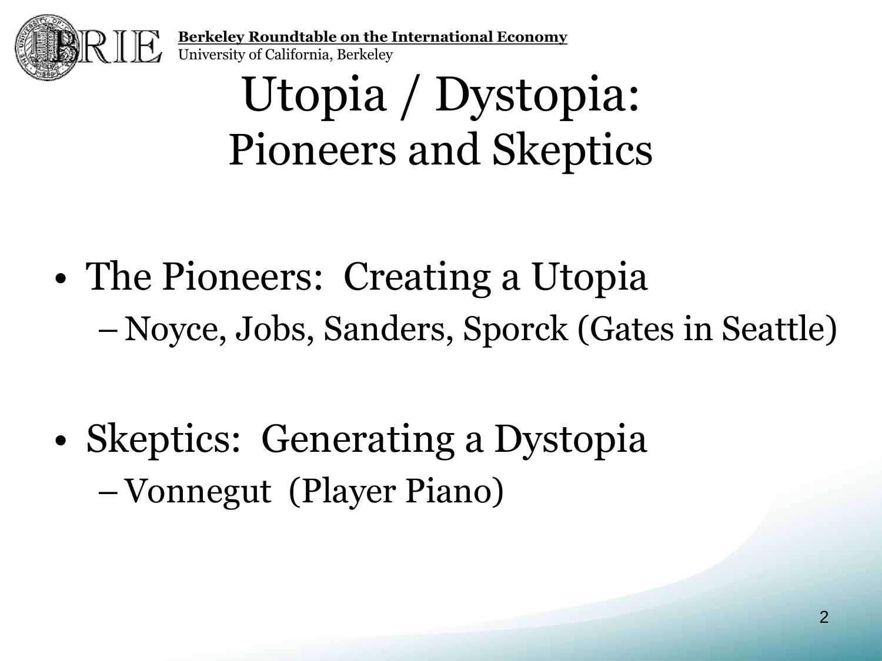# Utopia / Dystopia: Pioneers and Skeptics

- The Pioneers: Creating a Utopia
  - Noyce, Jobs, Sanders, Sporck (Gates in Seattle)

- Skeptics: Generating a Dystopia
  - Vonnegut (Player Piano)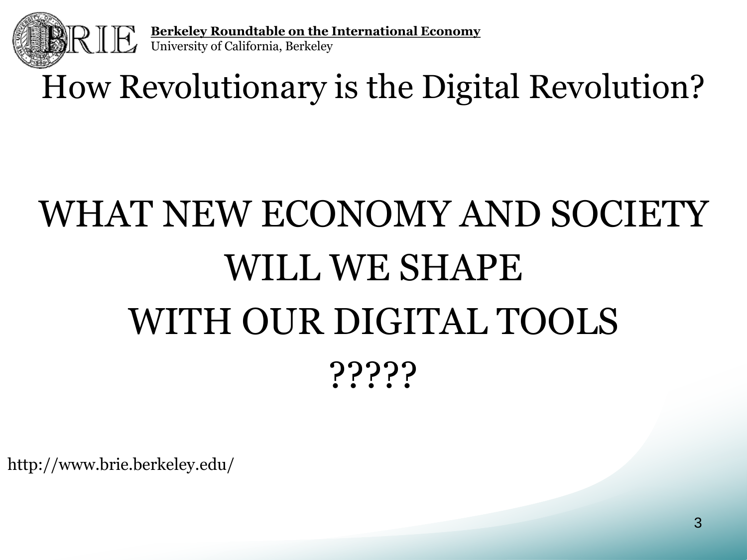**Berkeley Roundtable on the International Economy**
University of California, Berkeley

# How Revolutionary is the Digital Revolution?

## WHAT NEW ECONOMY AND SOCIETY WILL WE SHAPE WITH OUR DIGITAL TOOLS ?????

http://www.brie.berkeley.edu/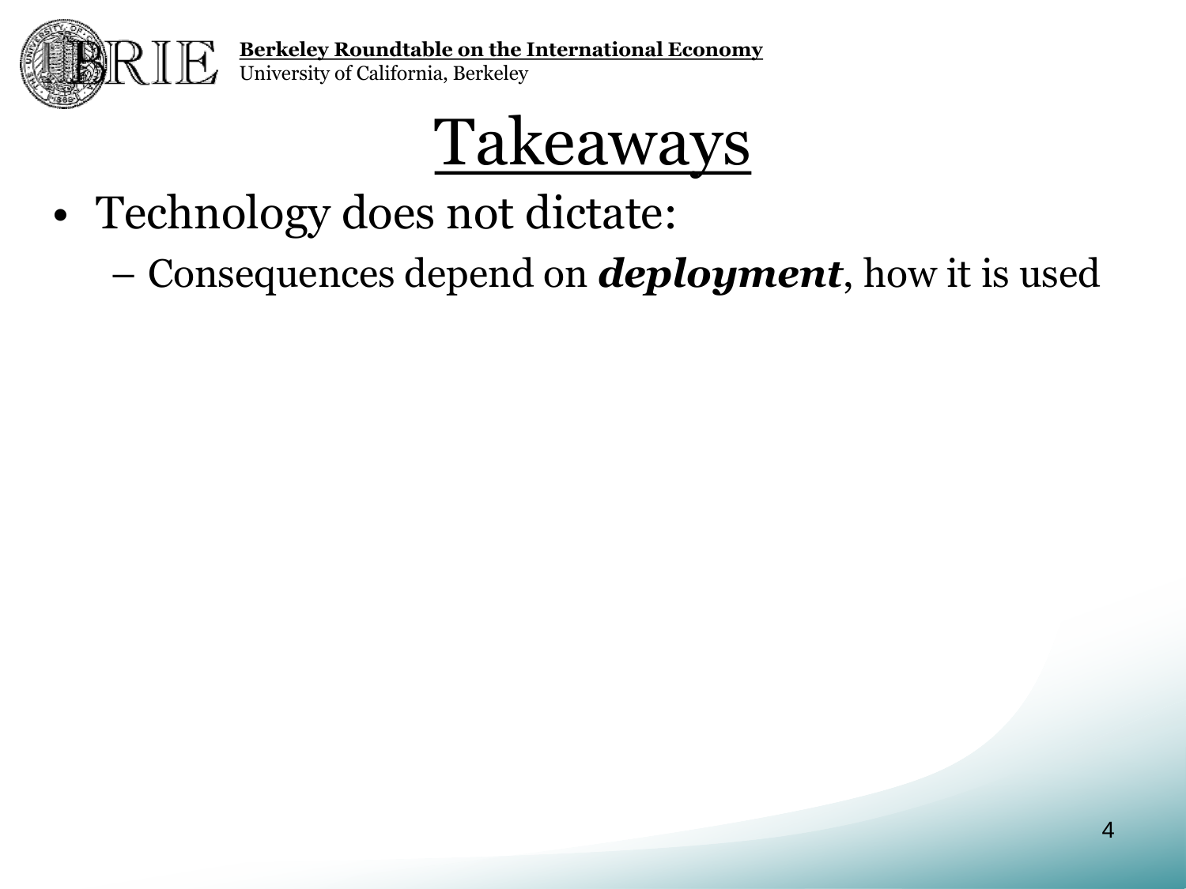# Takeaways

- Technology does not dictate:
  - Consequences depend on ***deployment***, how it is used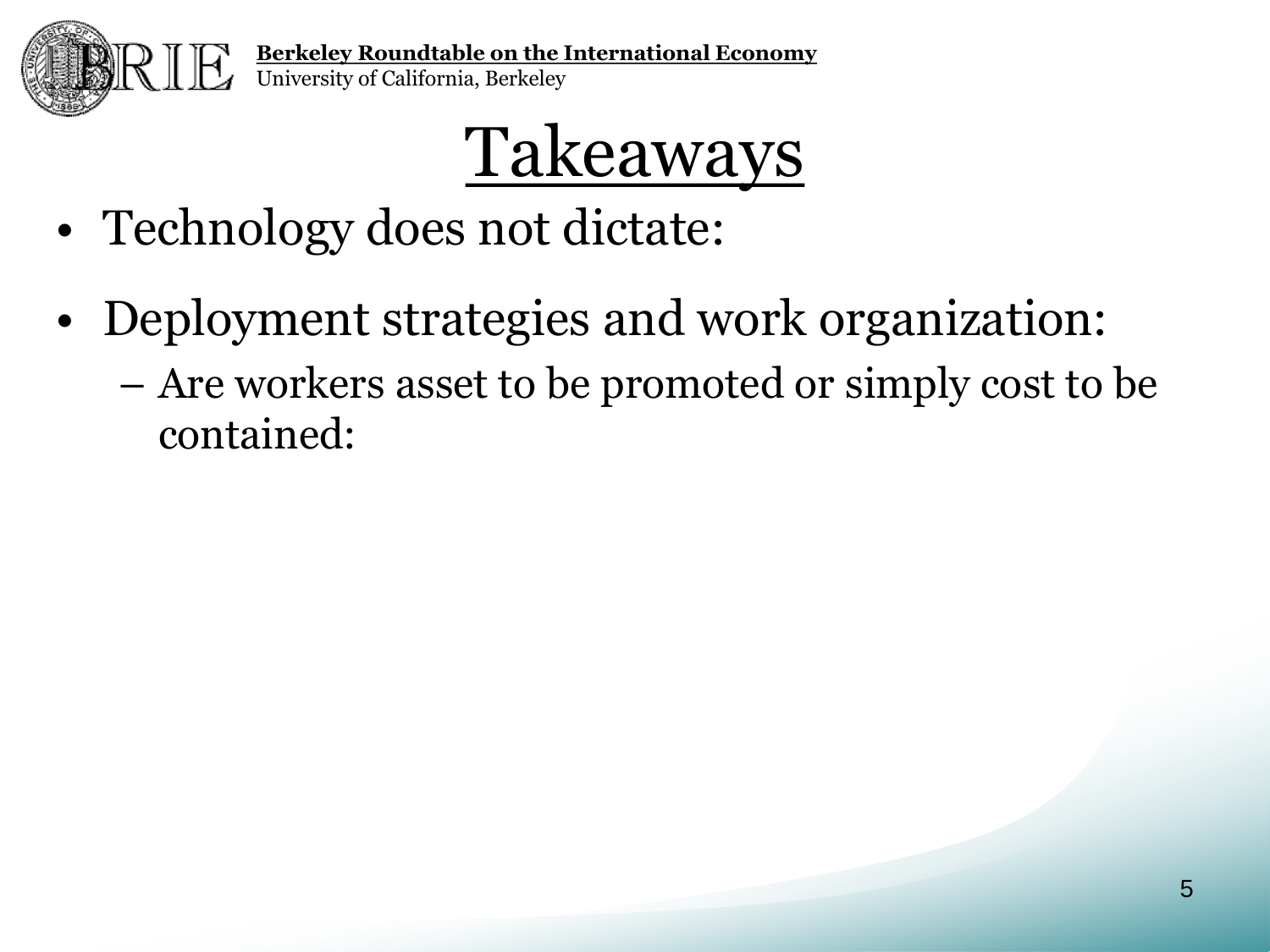# Takeaways

- Technology does not dictate:
- Deployment strategies and work organization:
  - Are workers asset to be promoted or simply cost to be contained: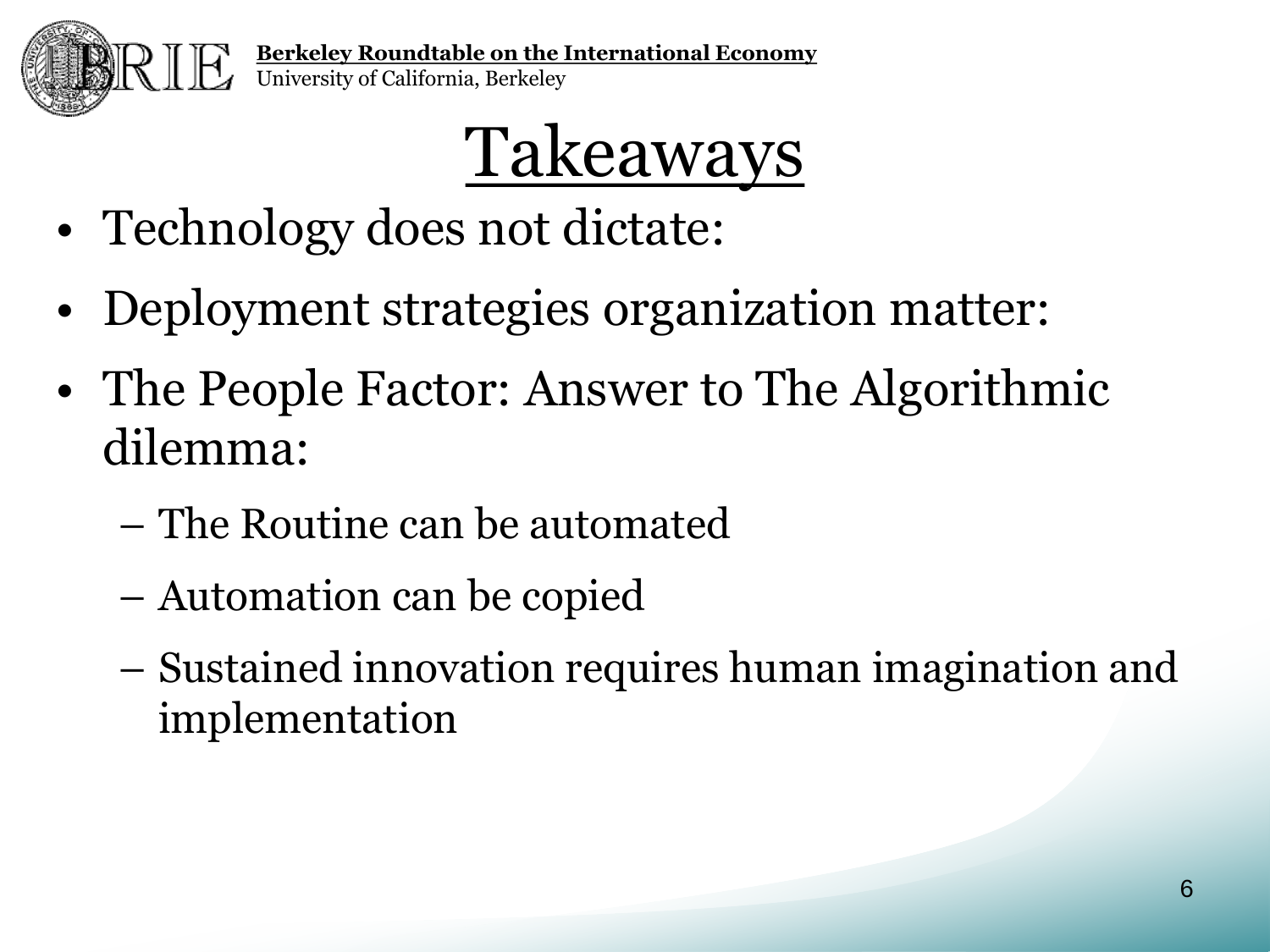# Takeaways

- Technology does not dictate:
- Deployment strategies organization matter:
- The People Factor: Answer to The Algorithmic dilemma:
  - The Routine can be automated
  - Automation can be copied
  - Sustained innovation requires human imagination and implementation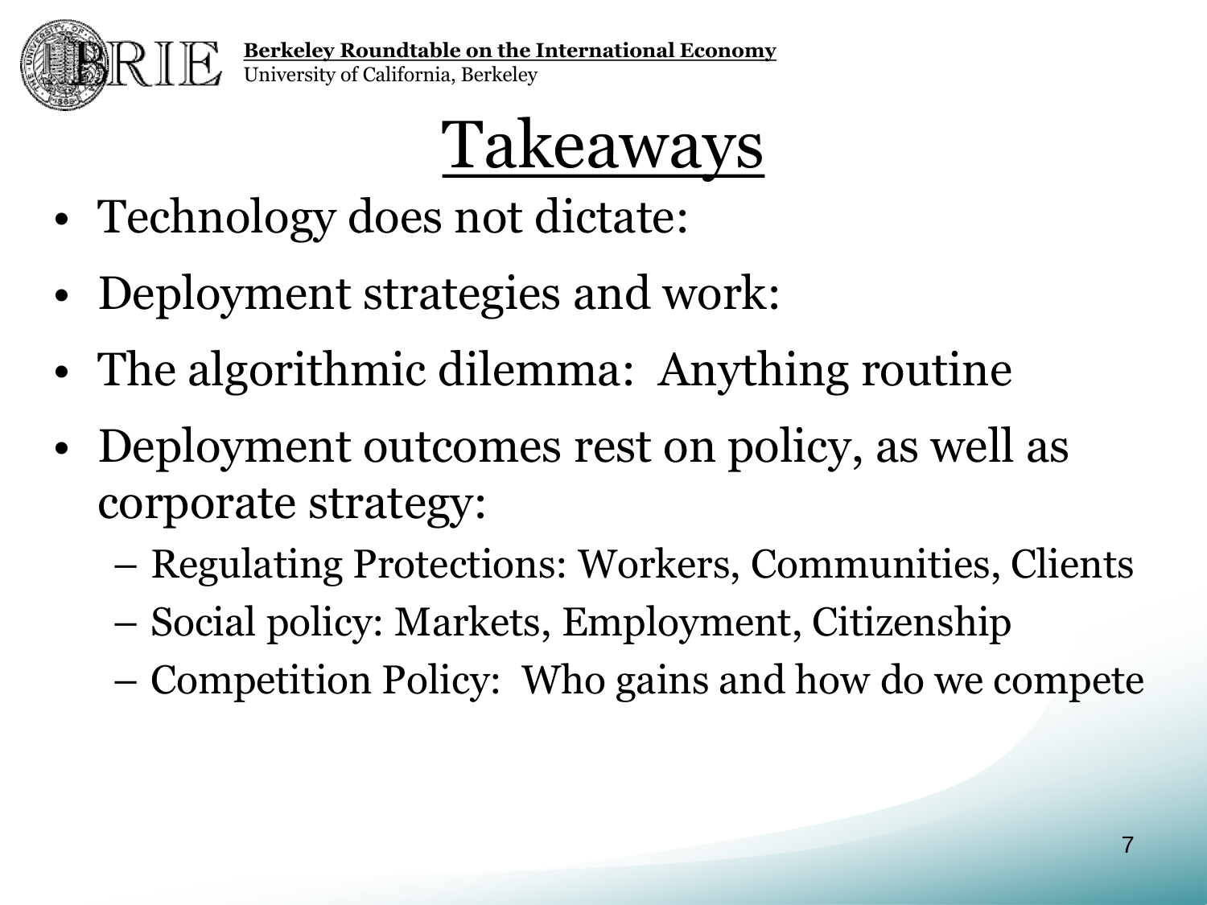Berkeley Roundtable on the International Economy
University of California, Berkeley

# Takeaways

- Technology does not dictate:
- Deployment strategies and work:
- The algorithmic dilemma: Anything routine
- Deployment outcomes rest on policy, as well as corporate strategy:
  - Regulating Protections: Workers, Communities, Clients
  - Social policy: Markets, Employment, Citizenship
  - Competition Policy: Who gains and how do we compete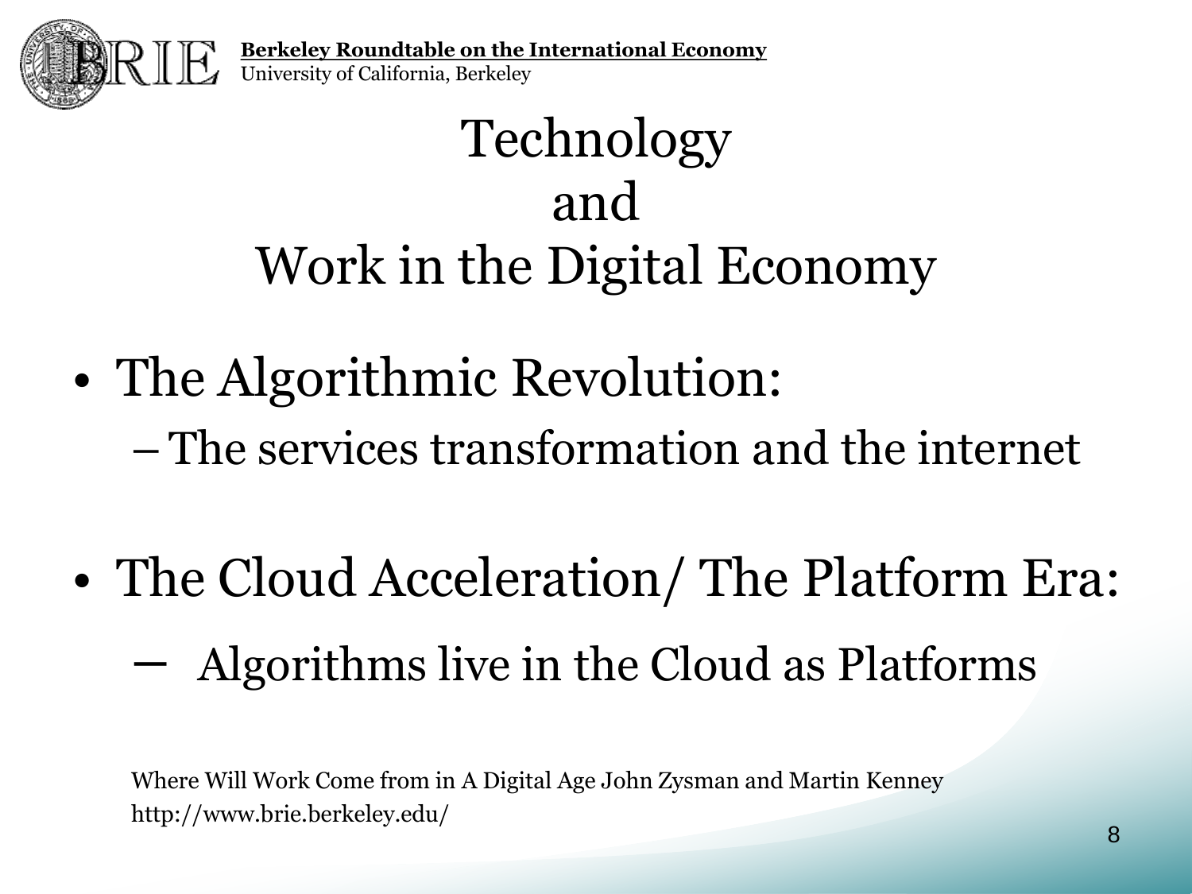Berkeley Roundtable on the International Economy
University of California, Berkeley

# Technology and Work in the Digital Economy

- The Algorithmic Revolution:
  - The services transformation and the internet
- The Cloud Acceleration/ The Platform Era:
  - Algorithms live in the Cloud as Platforms

Where Will Work Come from in A Digital Age John Zysman and Martin Kenney
http://www.brie.berkeley.edu/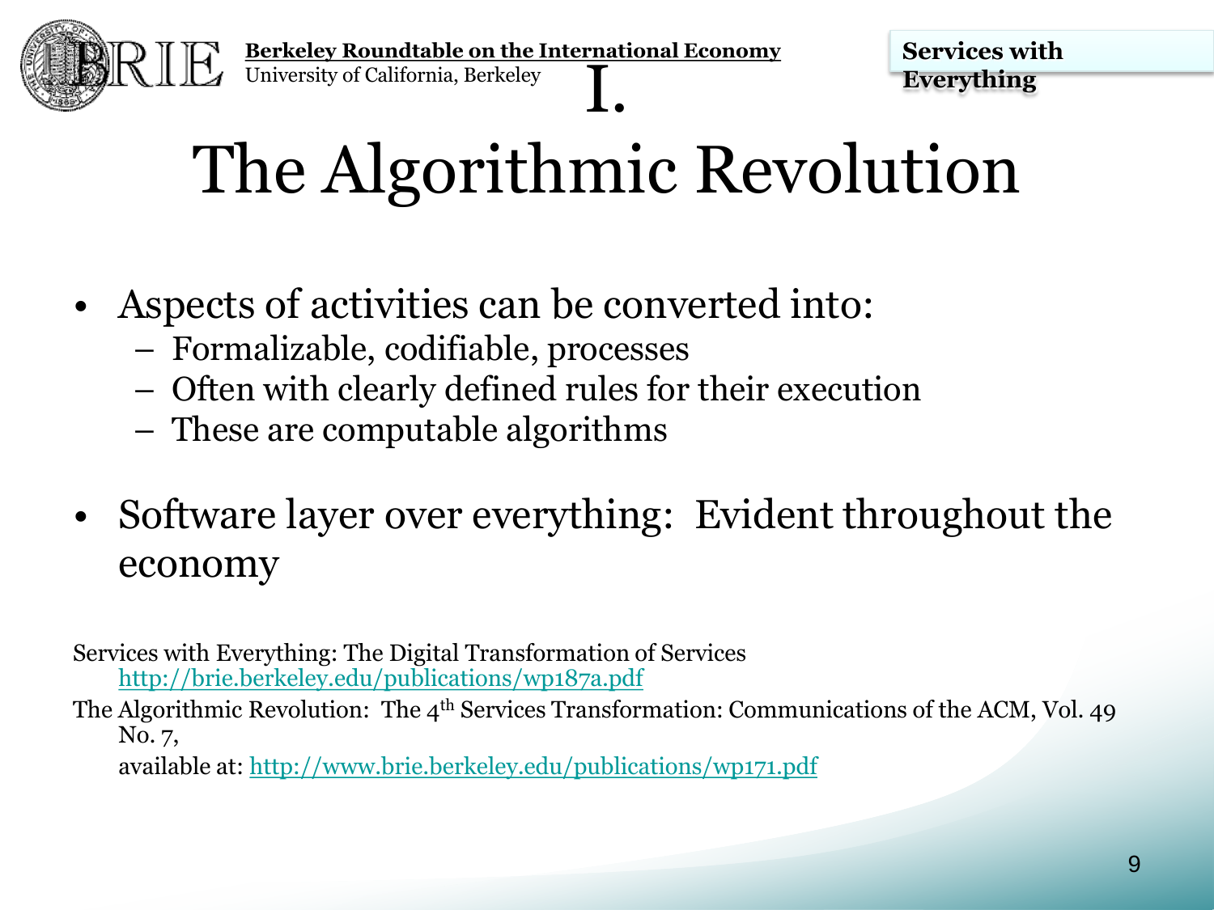# I. The Algorithmic Revolution

- Aspects of activities can be converted into:
  - Formalizable, codifiable, processes
  - Often with clearly defined rules for their execution
  - These are computable algorithms
- Software layer over everything: Evident throughout the economy

Services with Everything: The Digital Transformation of Services
http://brie.berkeley.edu/publications/wp187a.pdf

The Algorithmic Revolution: The 4th Services Transformation: Communications of the ACM, Vol. 49 No. 7,
available at: http://www.brie.berkeley.edu/publications/wp171.pdf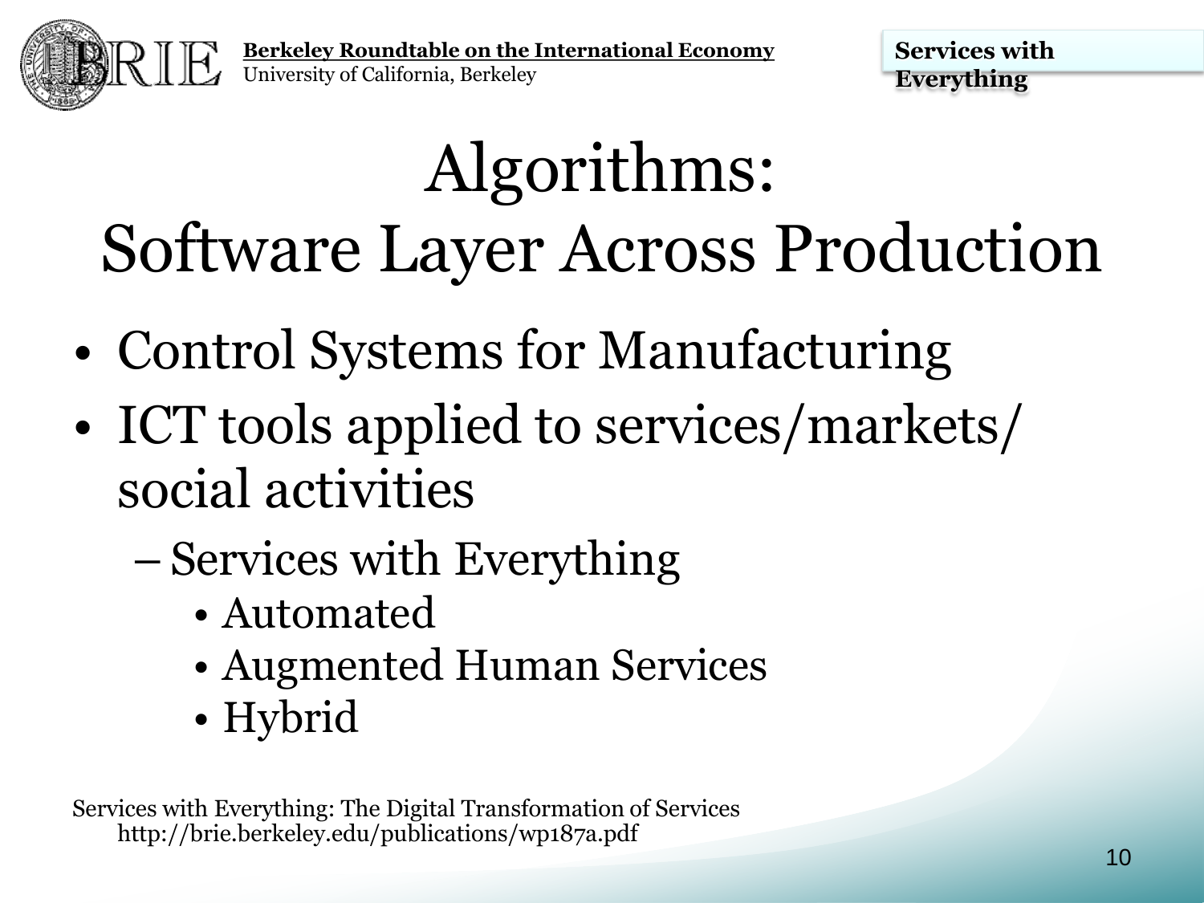# Algorithms: Software Layer Across Production

- Control Systems for Manufacturing
- ICT tools applied to services/markets/ social activities
  - Services with Everything
    - Automated
    - Augmented Human Services
    - Hybrid

Services with Everything: The Digital Transformation of Services
http://brie.berkeley.edu/publications/wp187a.pdf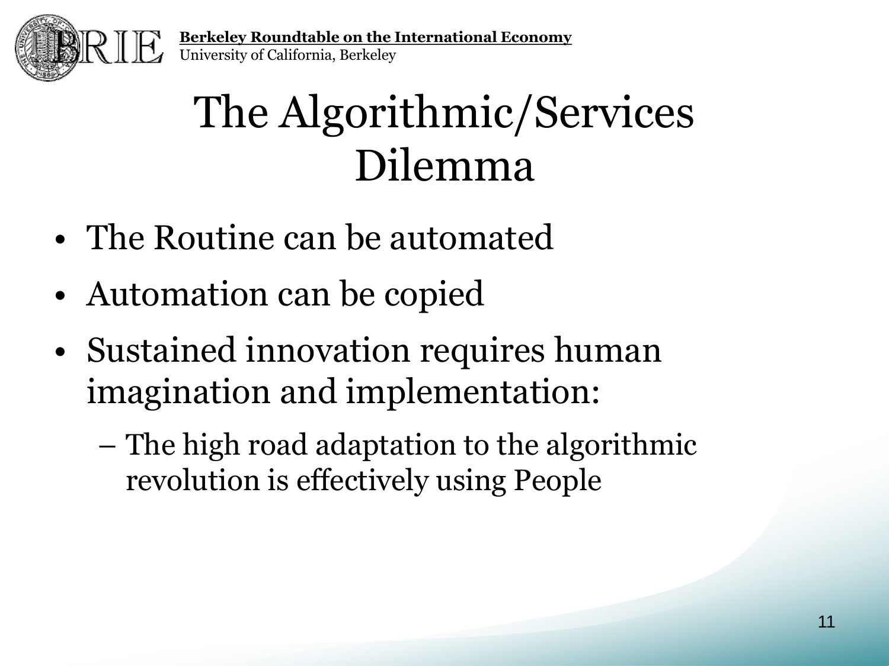# The Algorithmic/Services Dilemma

- The Routine can be automated
- Automation can be copied
- Sustained innovation requires human imagination and implementation:
  - The high road adaptation to the algorithmic revolution is effectively using People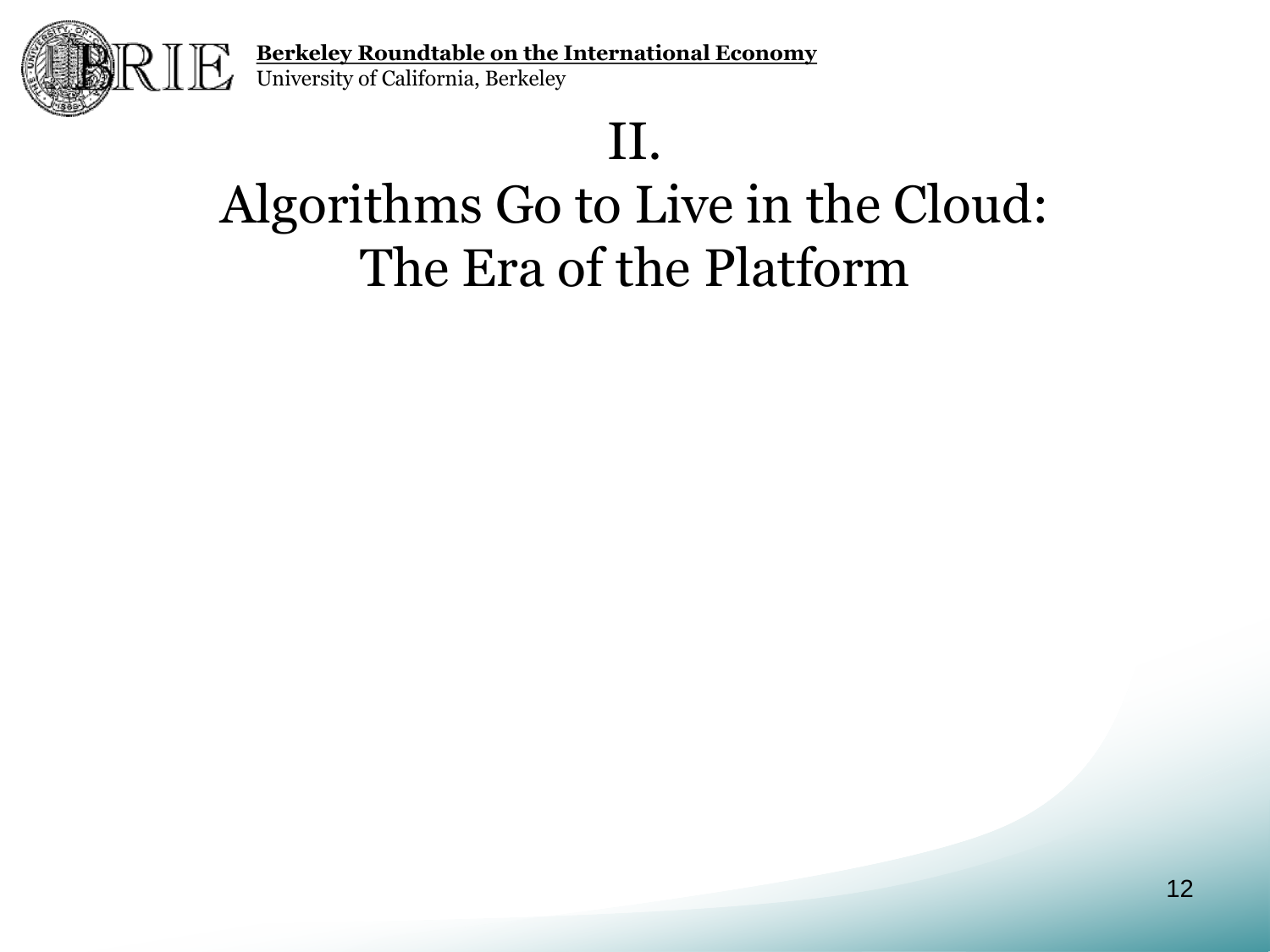# II.

# Algorithms Go to Live in the Cloud: The Era of the Platform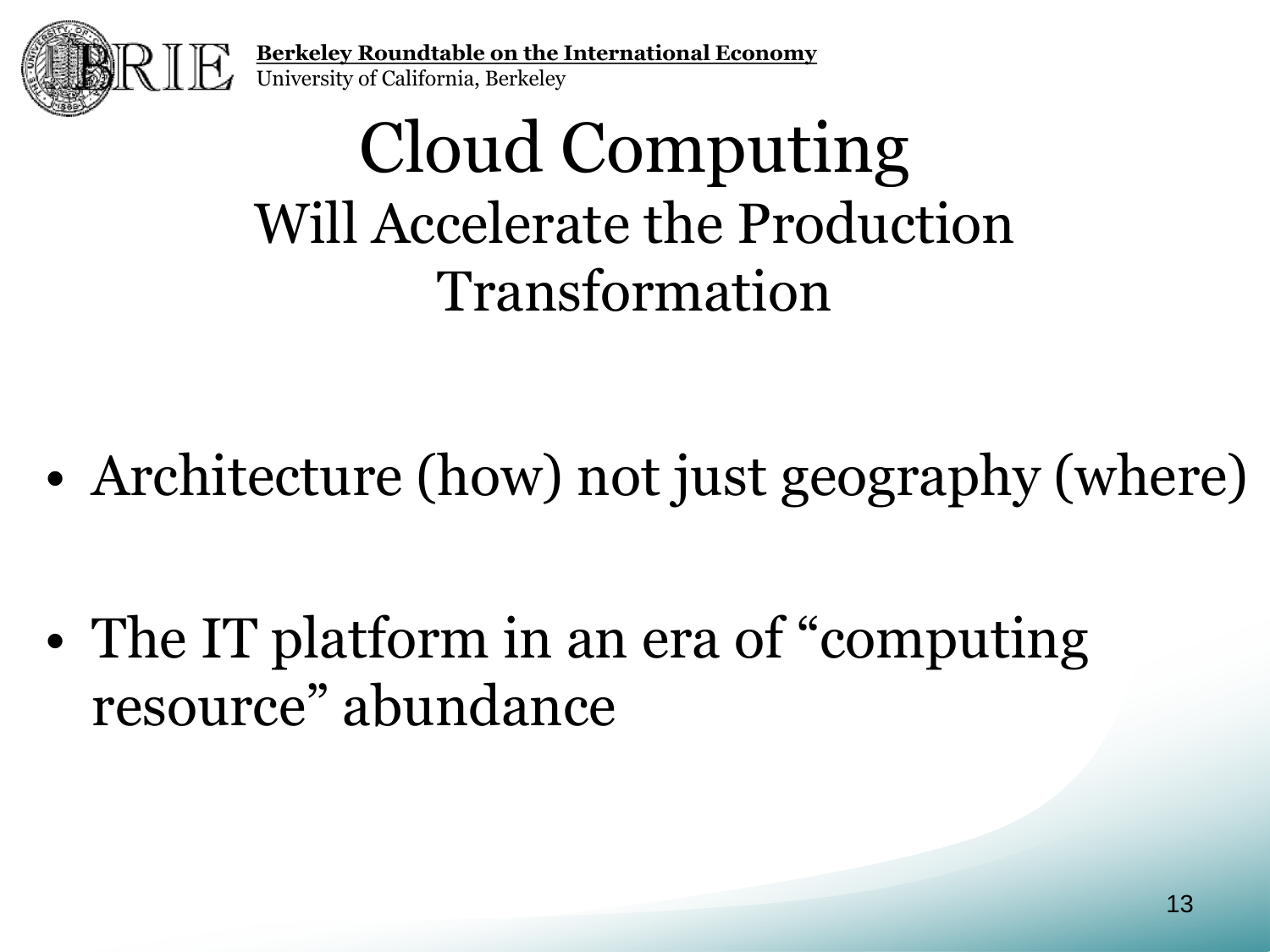# Cloud Computing

## Will Accelerate the Production Transformation

- Architecture (how) not just geography (where)
- The IT platform in an era of "computing resource" abundance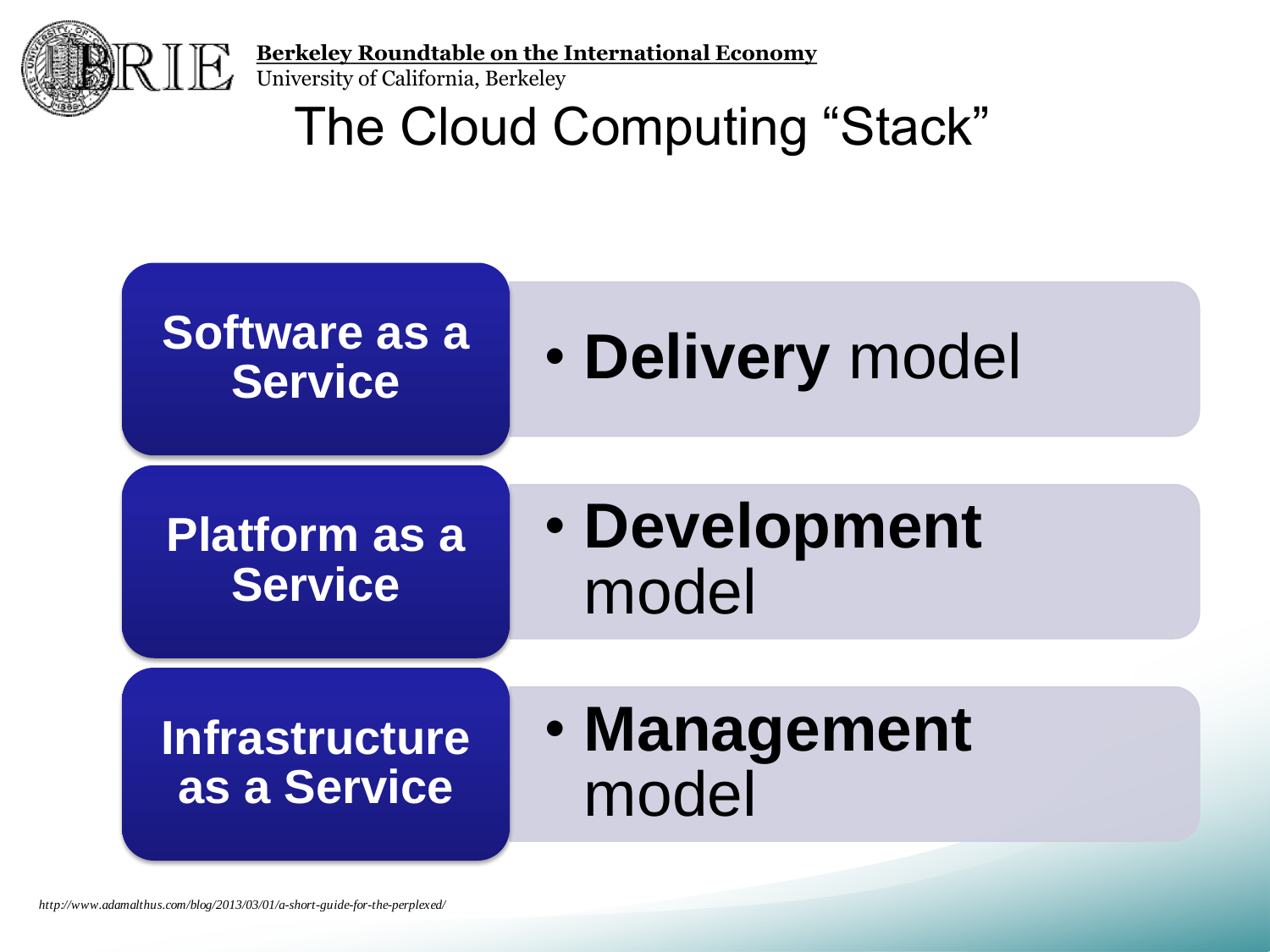# The Cloud Computing "Stack"

| | |
|---|---|
| **Software as a Service** | • **Delivery** model |
| **Platform as a Service** | • **Development** model |
| **Infrastructure as a Service** | • **Management** model |

*http://www.adamalthus.com/blog/2013/03/01/a-short-guide-for-the-perplexed/*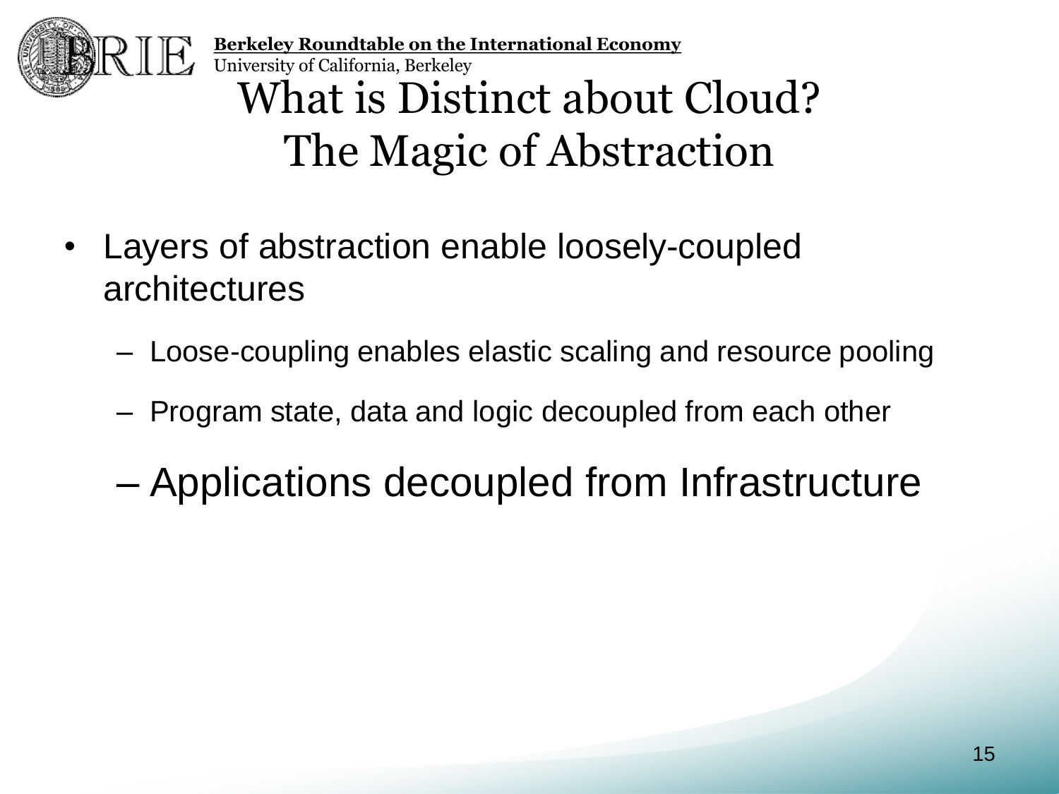# What is Distinct about Cloud? The Magic of Abstraction

- Layers of abstraction enable loosely-coupled architectures
  - Loose-coupling enables elastic scaling and resource pooling
  - Program state, data and logic decoupled from each other
  - Applications decoupled from Infrastructure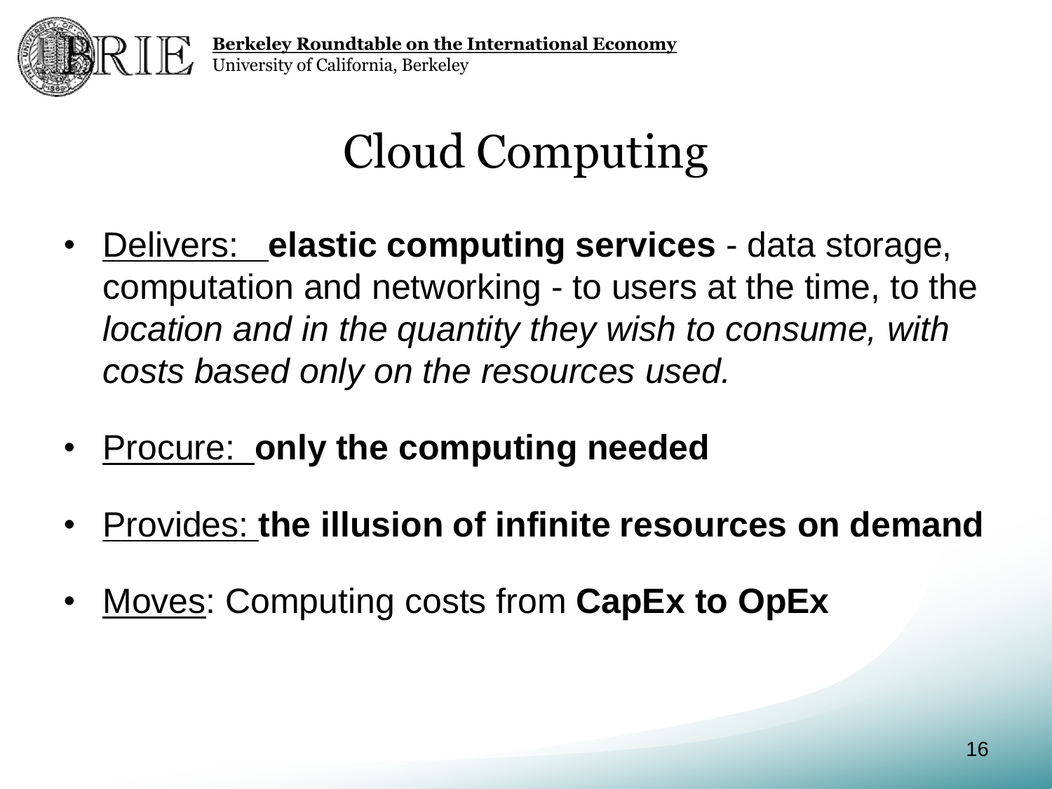# Cloud Computing

- Delivers: **elastic computing services** - data storage, computation and networking - to users at the time, to the *location and in the quantity they wish to consume, with costs based only on the resources used.*
- Procure: **only the computing needed**
- Provides: **the illusion of infinite resources on demand**
- Moves: Computing costs from **CapEx to OpEx**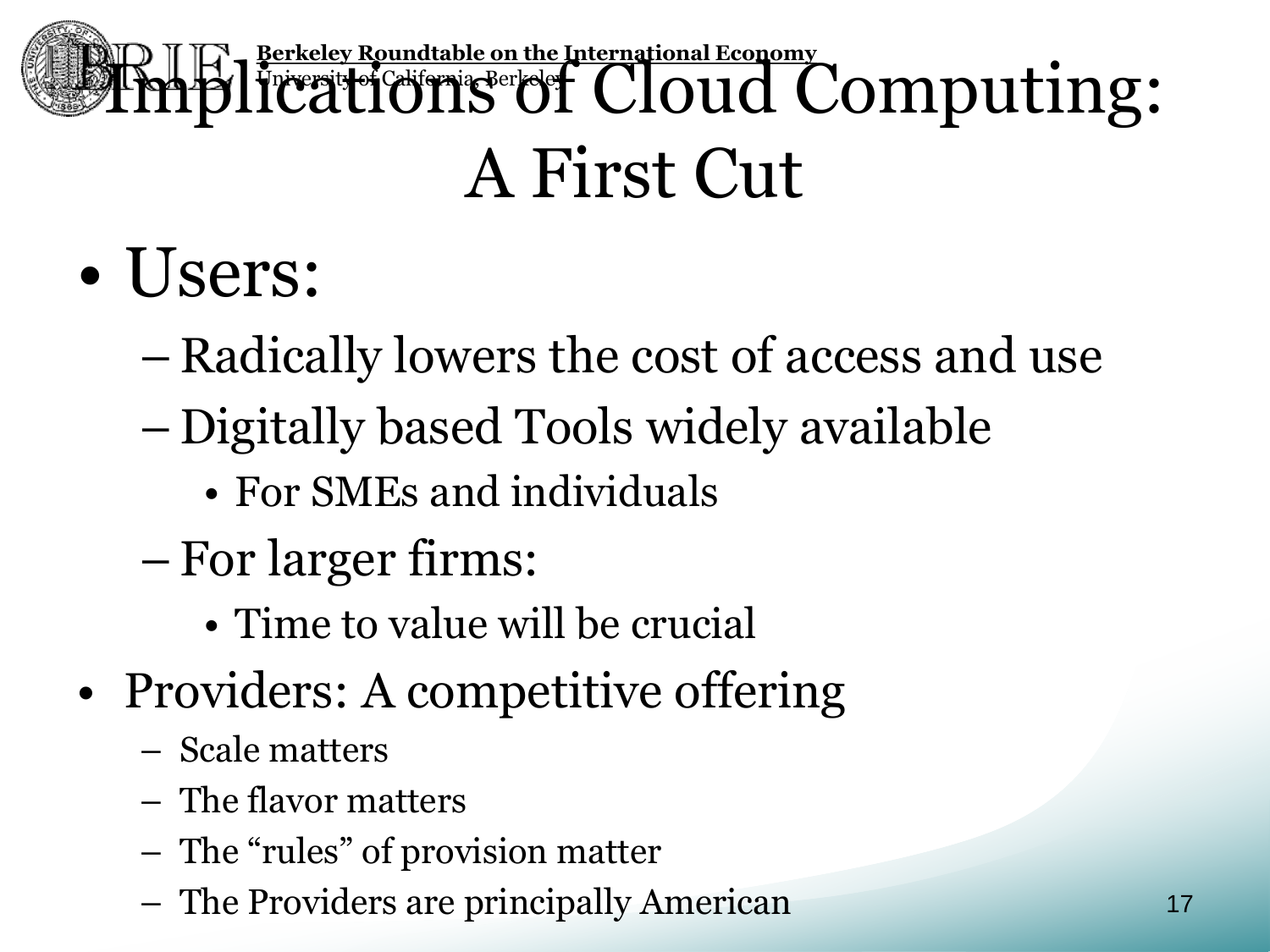# Implications of Cloud Computing: A First Cut

- Users:
  - Radically lowers the cost of access and use
  - Digitally based Tools widely available
    - For SMEs and individuals
  - For larger firms:
    - Time to value will be crucial
- Providers: A competitive offering
  - Scale matters
  - The flavor matters
  - The "rules" of provision matter
  - The Providers are principally American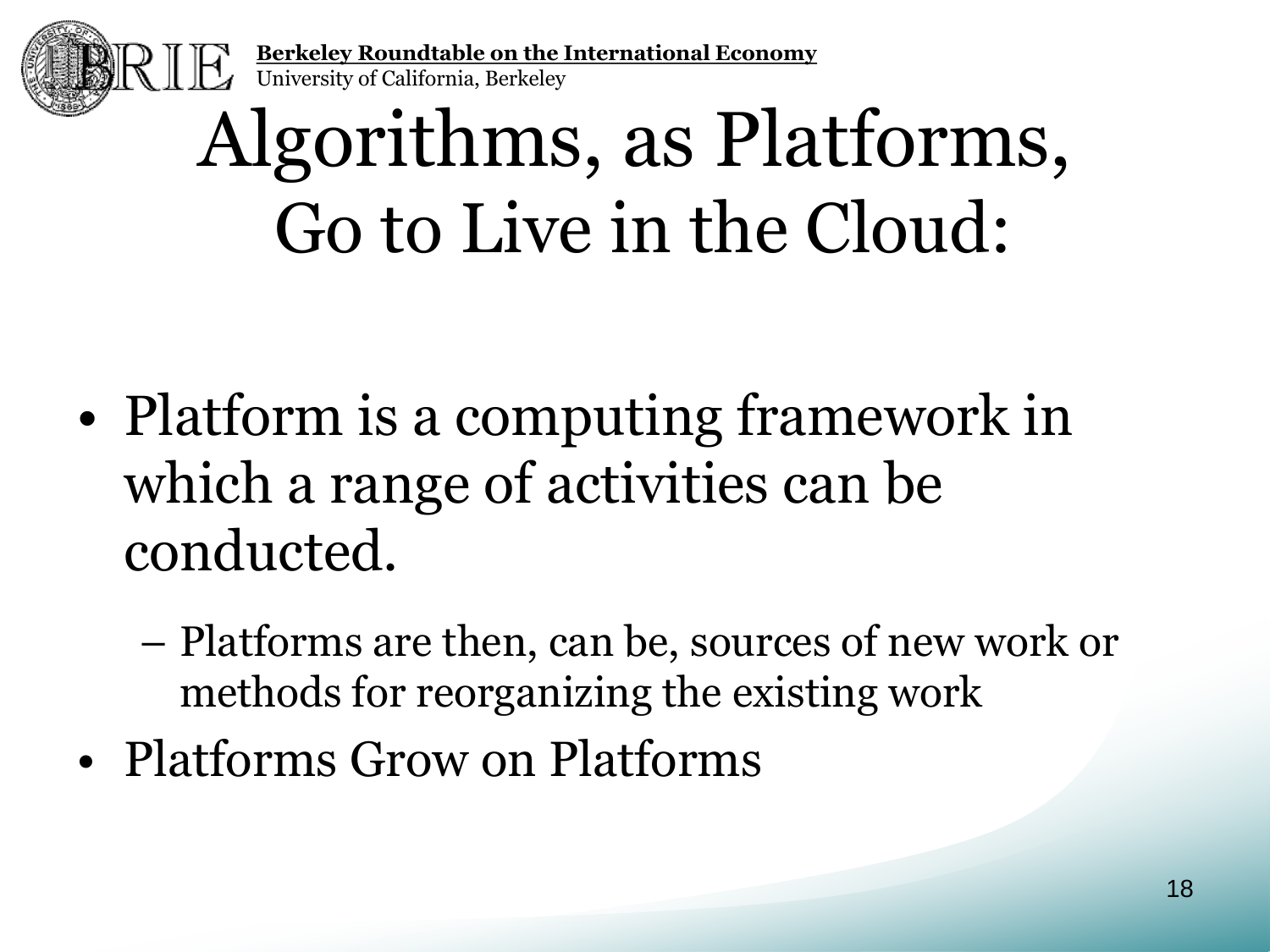# Algorithms, as Platforms, Go to Live in the Cloud:

- Platform is a computing framework in which a range of activities can be conducted.
  - Platforms are then, can be, sources of new work or methods for reorganizing the existing work
- Platforms Grow on Platforms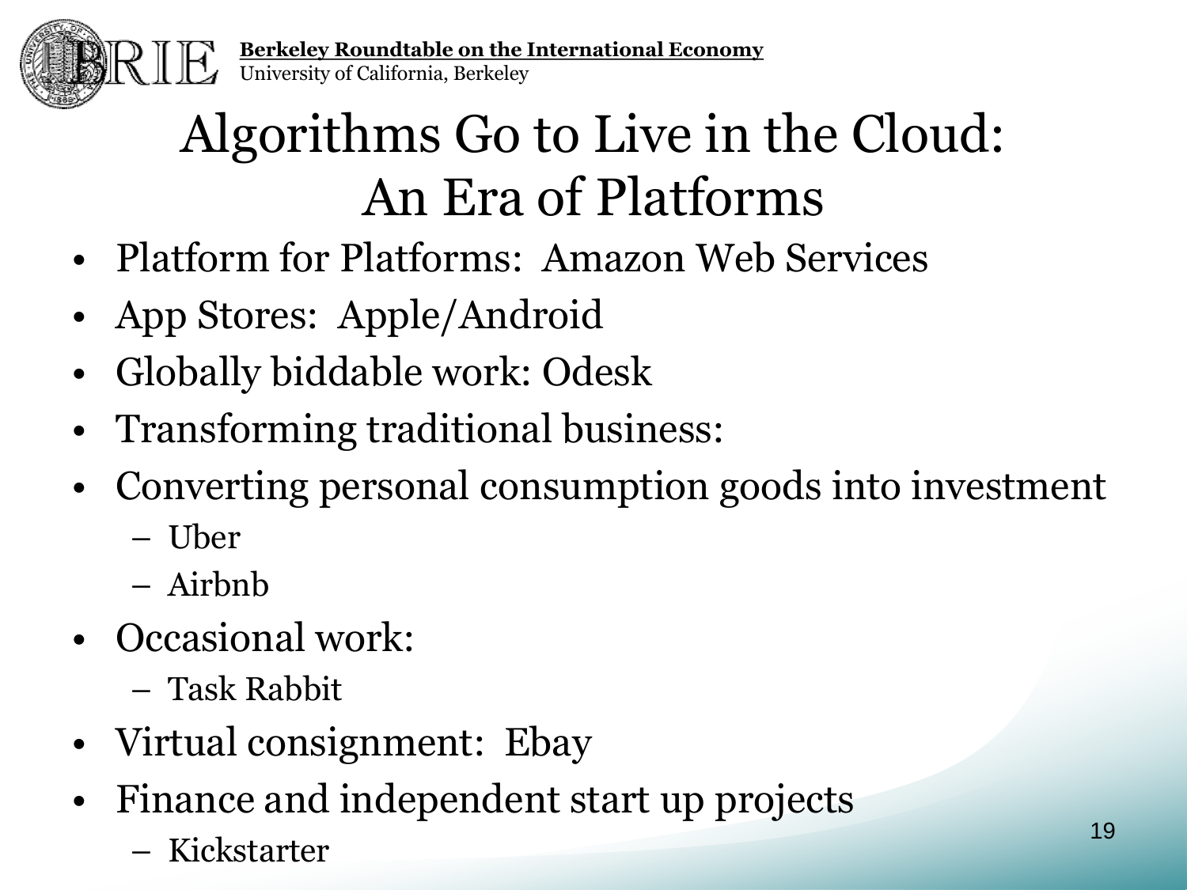# Algorithms Go to Live in the Cloud: An Era of Platforms

- Platform for Platforms: Amazon Web Services
- App Stores: Apple/Android
- Globally biddable work: Odesk
- Transforming traditional business:
- Converting personal consumption goods into investment
  - Uber
  - Airbnb
- Occasional work:
  - Task Rabbit
- Virtual consignment: Ebay
- Finance and independent start up projects
  - Kickstarter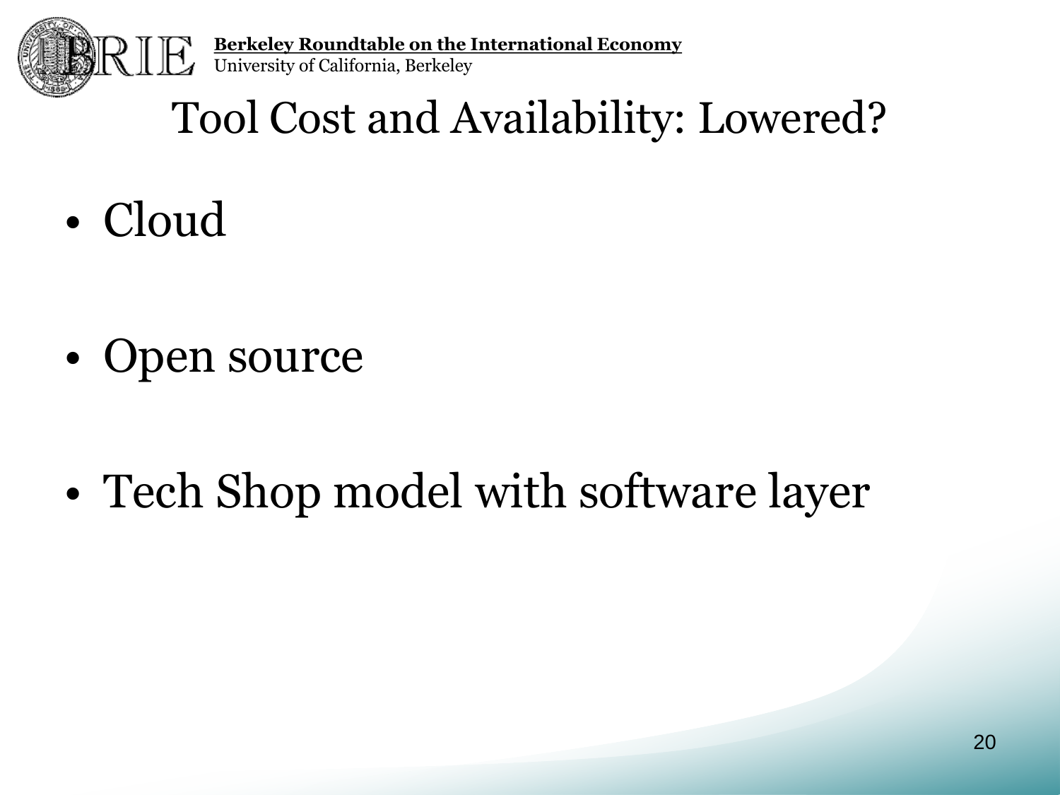# Tool Cost and Availability: Lowered?

- Cloud
- Open source
- Tech Shop model with software layer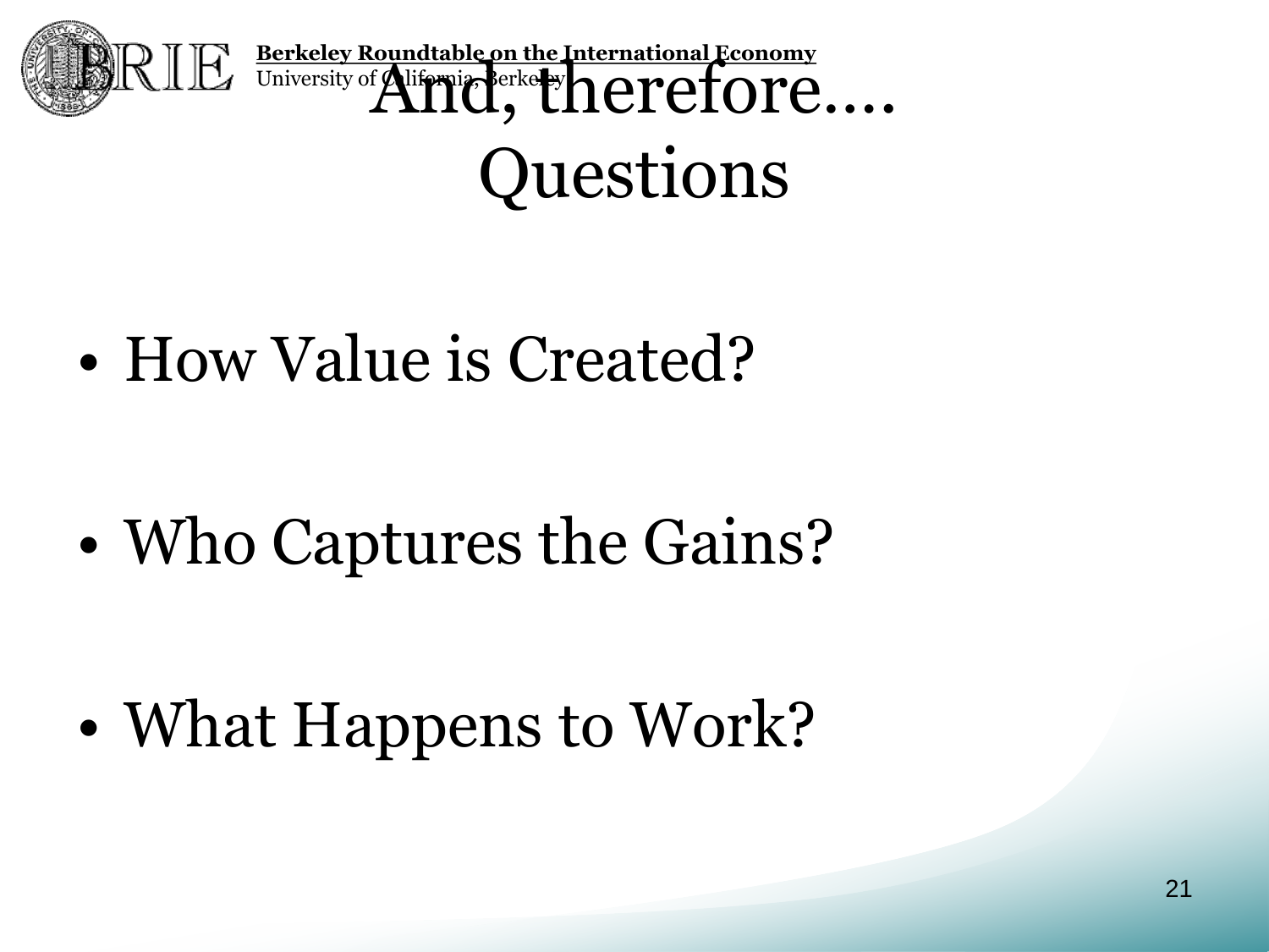# And, therefore…. Questions

- How Value is Created?
- Who Captures the Gains?
- What Happens to Work?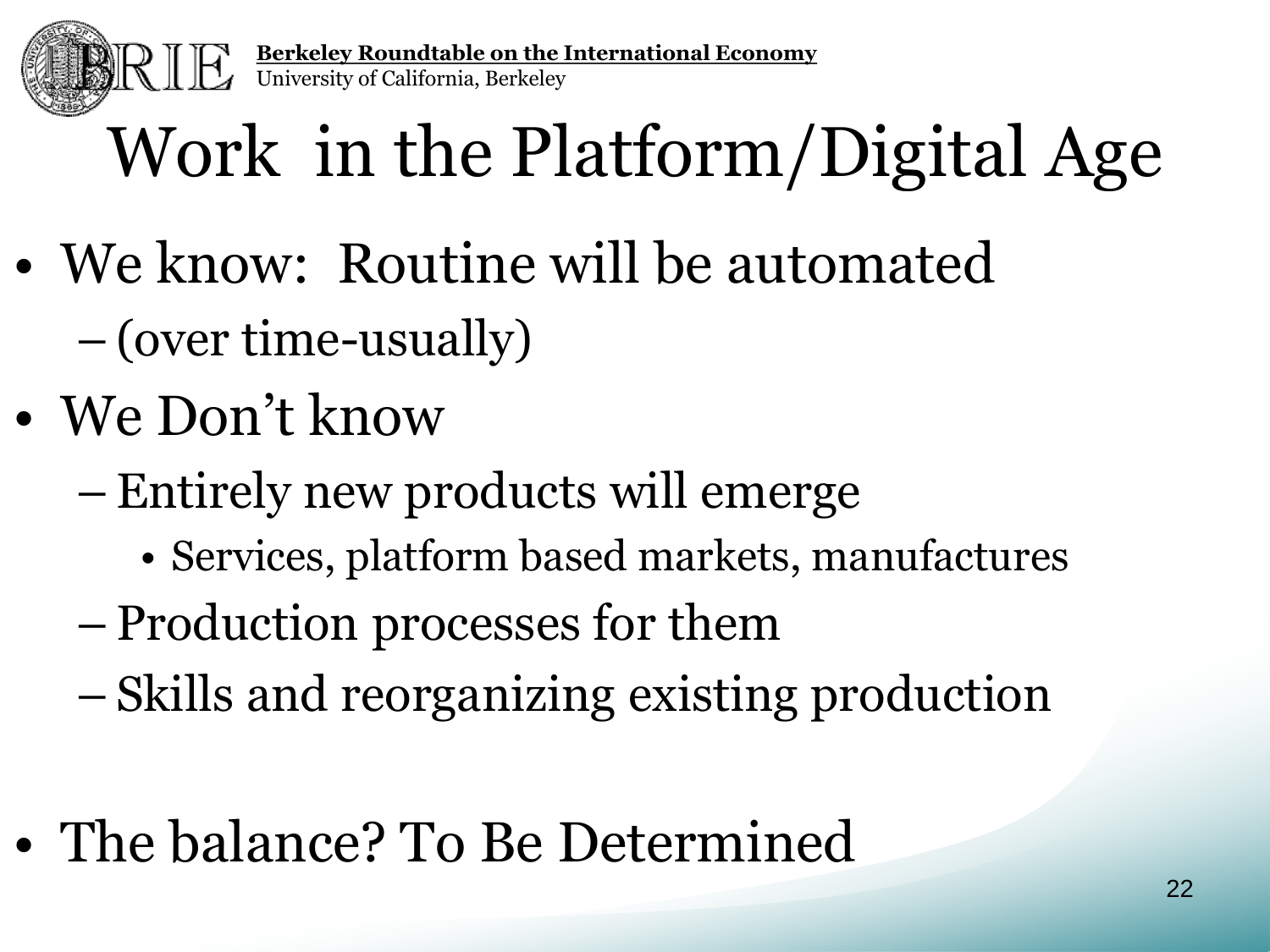# Work in the Platform/Digital Age

- We know: Routine will be automated
  - (over time-usually)
- We Don't know
  - Entirely new products will emerge
    - Services, platform based markets, manufactures
  - Production processes for them
  - Skills and reorganizing existing production

- The balance? To Be Determined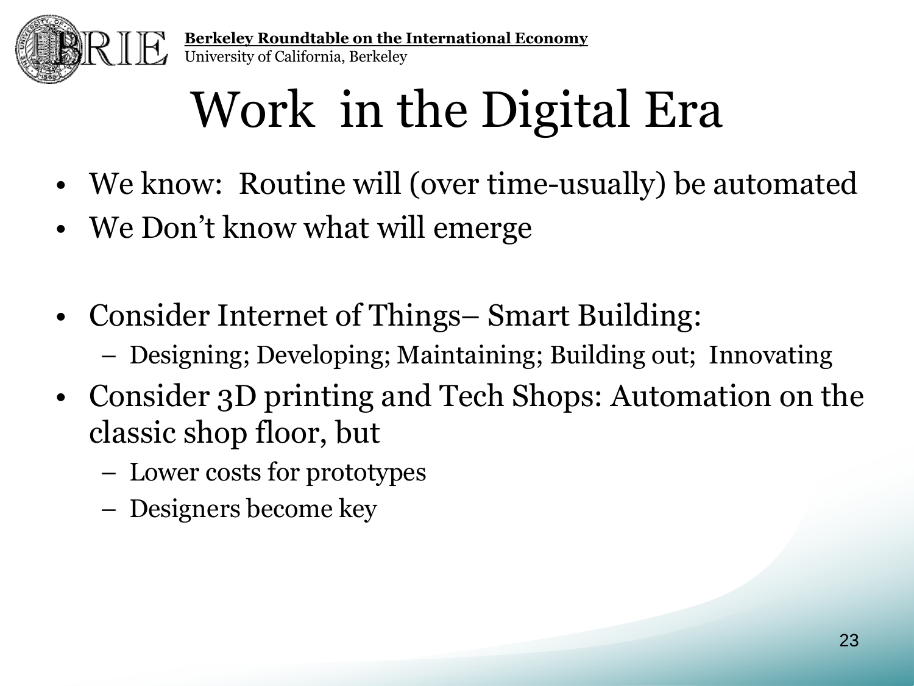# Work in the Digital Era

- We know: Routine will (over time-usually) be automated
- We Don't know what will emerge

- Consider Internet of Things– Smart Building:
  - Designing; Developing; Maintaining; Building out; Innovating
- Consider 3D printing and Tech Shops: Automation on the classic shop floor, but
  - Lower costs for prototypes
  - Designers become key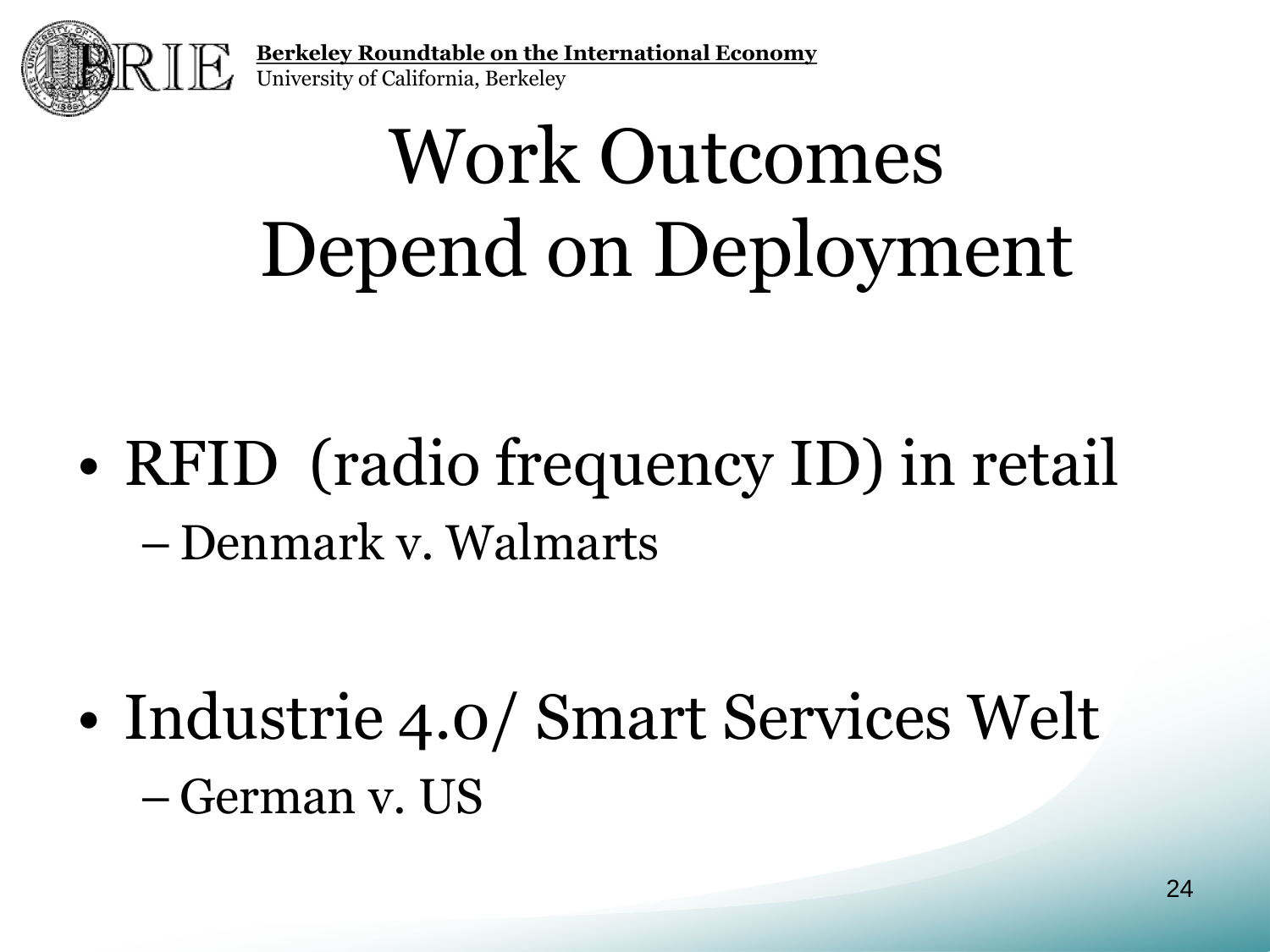# Work Outcomes Depend on Deployment

- RFID (radio frequency ID) in retail
  - Denmark v. Walmarts
- Industrie 4.0/ Smart Services Welt
  - German v. US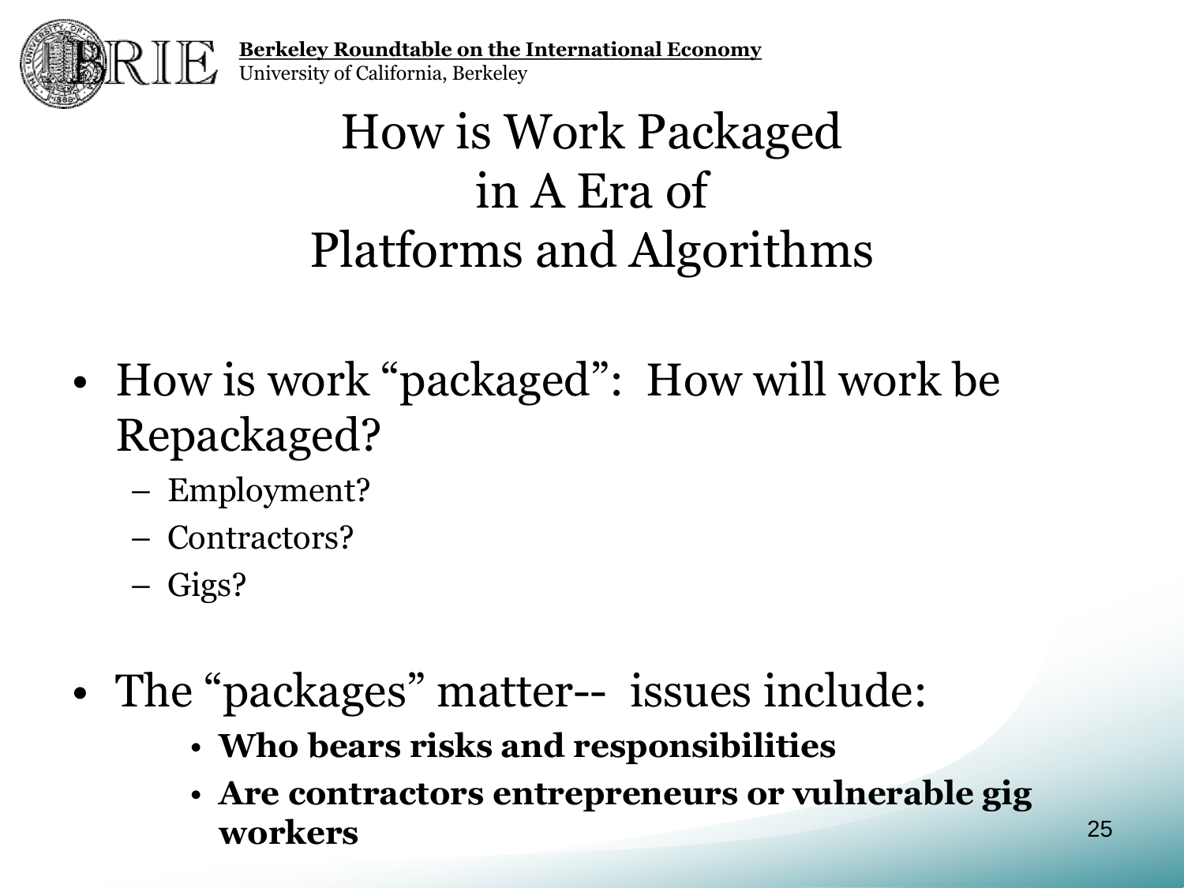# How is Work Packaged in A Era of Platforms and Algorithms

- How is work "packaged": How will work be Repackaged?
  - Employment?
  - Contractors?
  - Gigs?

- The "packages" matter-- issues include:
  - **Who bears risks and responsibilities**
  - **Are contractors entrepreneurs or vulnerable gig workers**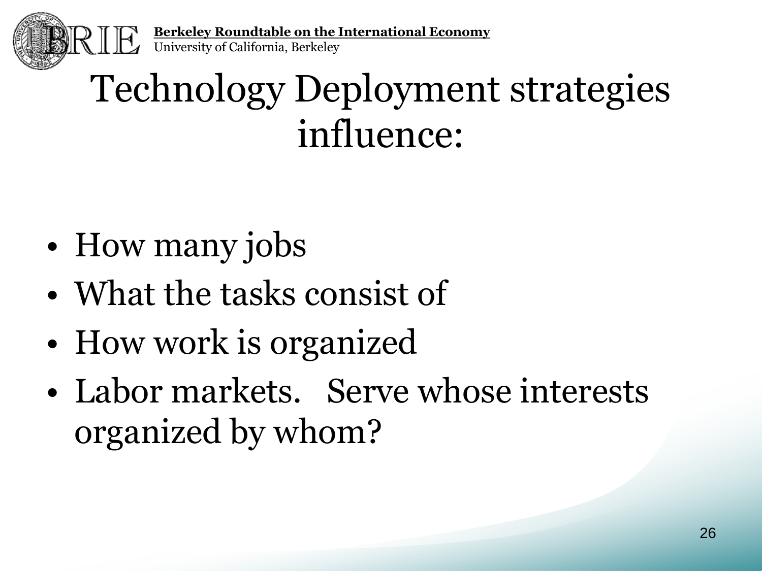# Technology Deployment strategies influence:

- How many jobs
- What the tasks consist of
- How work is organized
- Labor markets. Serve whose interests organized by whom?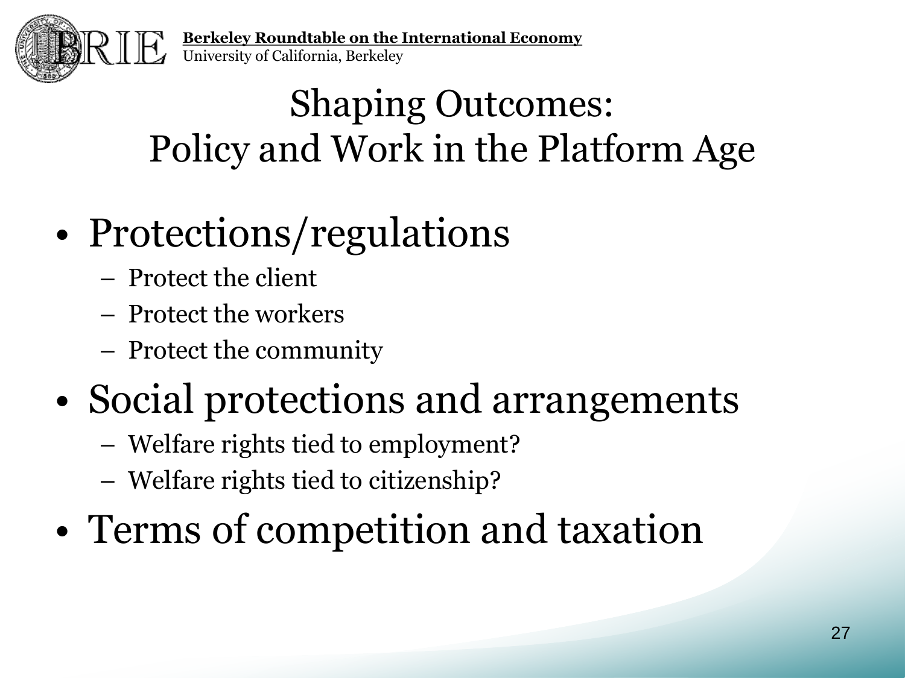# Shaping Outcomes: Policy and Work in the Platform Age

- Protections/regulations
  - Protect the client
  - Protect the workers
  - Protect the community
- Social protections and arrangements
  - Welfare rights tied to employment?
  - Welfare rights tied to citizenship?
- Terms of competition and taxation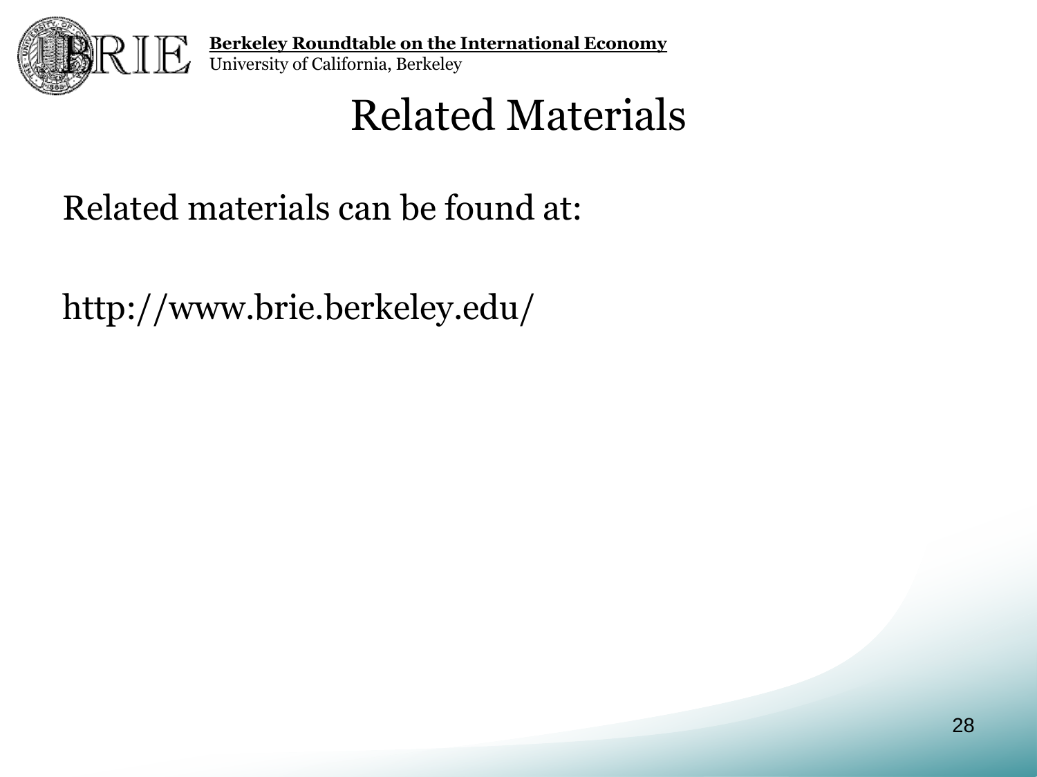**Berkeley Roundtable on the International Economy**
University of California, Berkeley

# Related Materials

Related materials can be found at:

http://www.brie.berkeley.edu/